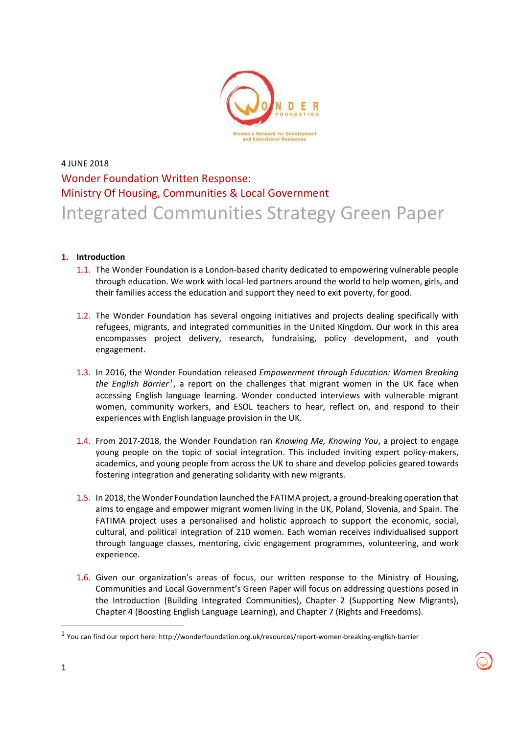4 JUNE 2018

# Wonder Foundation Written Response: Ministry Of Housing, Communities & Local Government

# Integrated Communities Strategy Green Paper

## 1. Introduction

1.1. The Wonder Foundation is a London-based charity dedicated to empowering vulnerable people through education. We work with local-led partners around the world to help women, girls, and their families access the education and support they need to exit poverty, for good.

1.2. The Wonder Foundation has several ongoing initiatives and projects dealing specifically with refugees, migrants, and integrated communities in the United Kingdom. Our work in this area encompasses project delivery, research, fundraising, policy development, and youth engagement.

1.3. In 2016, the Wonder Foundation released *Empowerment through Education: Women Breaking the English Barrier*[1], a report on the challenges that migrant women in the UK face when accessing English language learning. Wonder conducted interviews with vulnerable migrant women, community workers, and ESOL teachers to hear, reflect on, and respond to their experiences with English language provision in the UK.

1.4. From 2017-2018, the Wonder Foundation ran *Knowing Me, Knowing You*, a project to engage young people on the topic of social integration. This included inviting expert policy-makers, academics, and young people from across the UK to share and develop policies geared towards fostering integration and generating solidarity with new migrants.

1.5. In 2018, the Wonder Foundation launched the FATIMA project, a ground-breaking operation that aims to engage and empower migrant women living in the UK, Poland, Slovenia, and Spain. The FATIMA project uses a personalised and holistic approach to support the economic, social, cultural, and political integration of 210 women. Each woman receives individualised support through language classes, mentoring, civic engagement programmes, volunteering, and work experience.

1.6. Given our organization's areas of focus, our written response to the Ministry of Housing, Communities and Local Government's Green Paper will focus on addressing questions posed in the Introduction (Building Integrated Communities), Chapter 2 (Supporting New Migrants), Chapter 4 (Boosting English Language Learning), and Chapter 7 (Rights and Freedoms).

---

[1] You can find our report here: http://wonderfoundation.org.uk/resources/report-women-breaking-english-barrier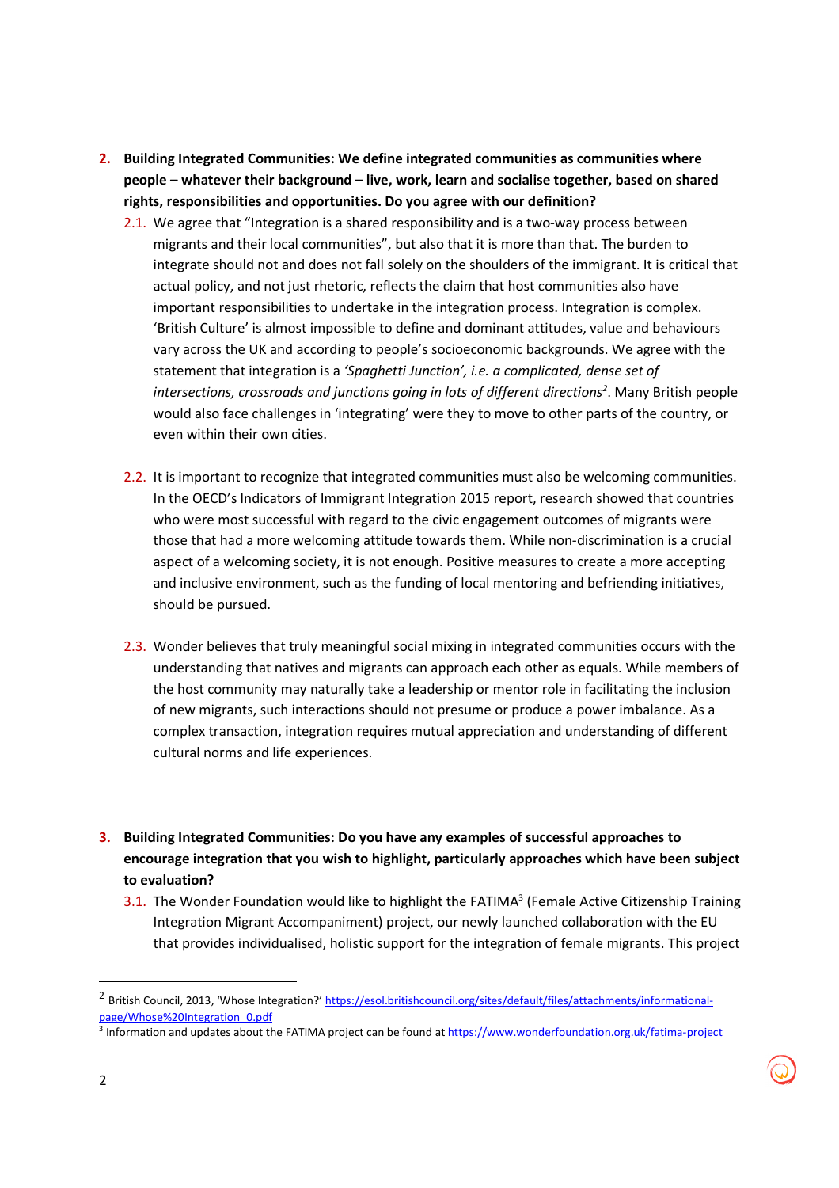2. **Building Integrated Communities: We define integrated communities as communities where people – whatever their background – live, work, learn and socialise together, based on shared rights, responsibilities and opportunities. Do you agree with our definition?**

   2.1. We agree that "Integration is a shared responsibility and is a two-way process between migrants and their local communities", but also that it is more than that. The burden to integrate should not and does not fall solely on the shoulders of the immigrant. It is critical that actual policy, and not just rhetoric, reflects the claim that host communities also have important responsibilities to undertake in the integration process. Integration is complex. 'British Culture' is almost impossible to define and dominant attitudes, value and behaviours vary across the UK and according to people's socioeconomic backgrounds. We agree with the statement that integration is a *'Spaghetti Junction', i.e. a complicated, dense set of intersections, crossroads and junctions going in lots of different directions*[2]. Many British people would also face challenges in 'integrating' were they to move to other parts of the country, or even within their own cities.

   2.2. It is important to recognize that integrated communities must also be welcoming communities. In the OECD's Indicators of Immigrant Integration 2015 report, research showed that countries who were most successful with regard to the civic engagement outcomes of migrants were those that had a more welcoming attitude towards them. While non-discrimination is a crucial aspect of a welcoming society, it is not enough. Positive measures to create a more accepting and inclusive environment, such as the funding of local mentoring and befriending initiatives, should be pursued.

   2.3. Wonder believes that truly meaningful social mixing in integrated communities occurs with the understanding that natives and migrants can approach each other as equals. While members of the host community may naturally take a leadership or mentor role in facilitating the inclusion of new migrants, such interactions should not presume or produce a power imbalance. As a complex transaction, integration requires mutual appreciation and understanding of different cultural norms and life experiences.

3. **Building Integrated Communities: Do you have any examples of successful approaches to encourage integration that you wish to highlight, particularly approaches which have been subject to evaluation?**

   3.1. The Wonder Foundation would like to highlight the FATIMA[3] (Female Active Citizenship Training Integration Migrant Accompaniment) project, our newly launched collaboration with the EU that provides individualised, holistic support for the integration of female migrants. This project

---

[2] British Council, 2013, 'Whose Integration?' https://esol.britishcouncil.org/sites/default/files/attachments/informational-page/Whose%20Integration_0.pdf

[3] Information and updates about the FATIMA project can be found at https://www.wonderfoundation.org.uk/fatima-project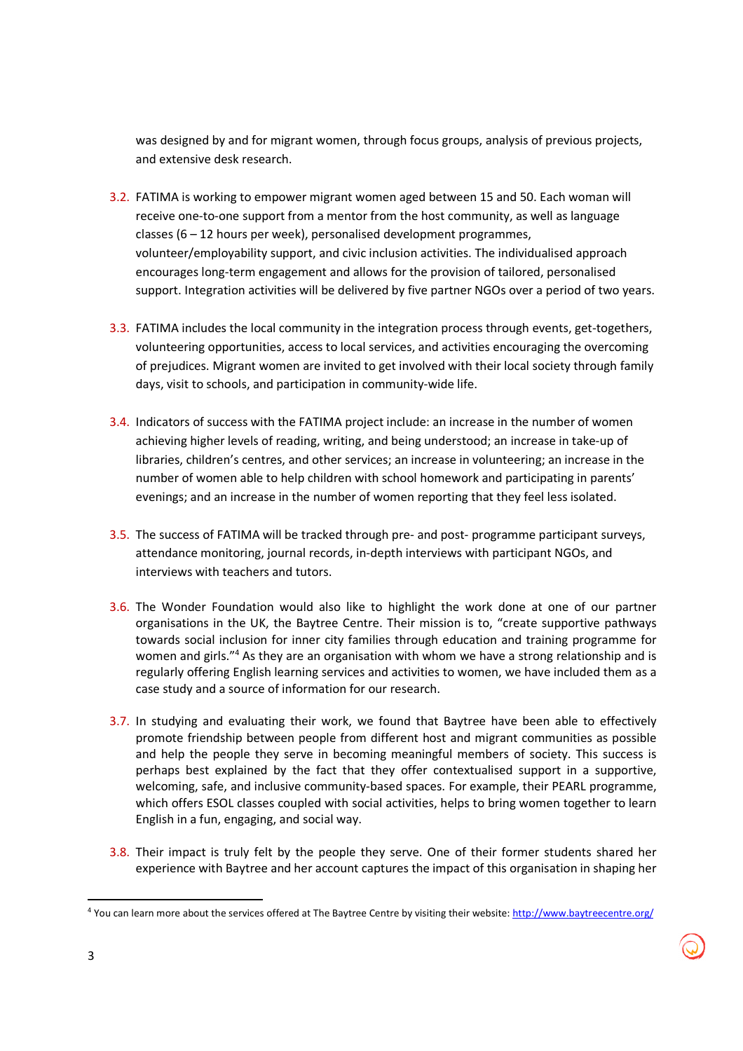was designed by and for migrant women, through focus groups, analysis of previous projects, and extensive desk research.

3.2. FATIMA is working to empower migrant women aged between 15 and 50. Each woman will receive one-to-one support from a mentor from the host community, as well as language classes (6 – 12 hours per week), personalised development programmes, volunteer/employability support, and civic inclusion activities. The individualised approach encourages long-term engagement and allows for the provision of tailored, personalised support. Integration activities will be delivered by five partner NGOs over a period of two years.

3.3. FATIMA includes the local community in the integration process through events, get-togethers, volunteering opportunities, access to local services, and activities encouraging the overcoming of prejudices. Migrant women are invited to get involved with their local society through family days, visit to schools, and participation in community-wide life.

3.4. Indicators of success with the FATIMA project include: an increase in the number of women achieving higher levels of reading, writing, and being understood; an increase in take-up of libraries, children's centres, and other services; an increase in volunteering; an increase in the number of women able to help children with school homework and participating in parents' evenings; and an increase in the number of women reporting that they feel less isolated.

3.5. The success of FATIMA will be tracked through pre- and post- programme participant surveys, attendance monitoring, journal records, in-depth interviews with participant NGOs, and interviews with teachers and tutors.

3.6. The Wonder Foundation would also like to highlight the work done at one of our partner organisations in the UK, the Baytree Centre. Their mission is to, "create supportive pathways towards social inclusion for inner city families through education and training programme for women and girls."[4] As they are an organisation with whom we have a strong relationship and is regularly offering English learning services and activities to women, we have included them as a case study and a source of information for our research.

3.7. In studying and evaluating their work, we found that Baytree have been able to effectively promote friendship between people from different host and migrant communities as possible and help the people they serve in becoming meaningful members of society. This success is perhaps best explained by the fact that they offer contextualised support in a supportive, welcoming, safe, and inclusive community-based spaces. For example, their PEARL programme, which offers ESOL classes coupled with social activities, helps to bring women together to learn English in a fun, engaging, and social way.

3.8. Their impact is truly felt by the people they serve. One of their former students shared her experience with Baytree and her account captures the impact of this organisation in shaping her

[4] You can learn more about the services offered at The Baytree Centre by visiting their website: http://www.baytreecentre.org/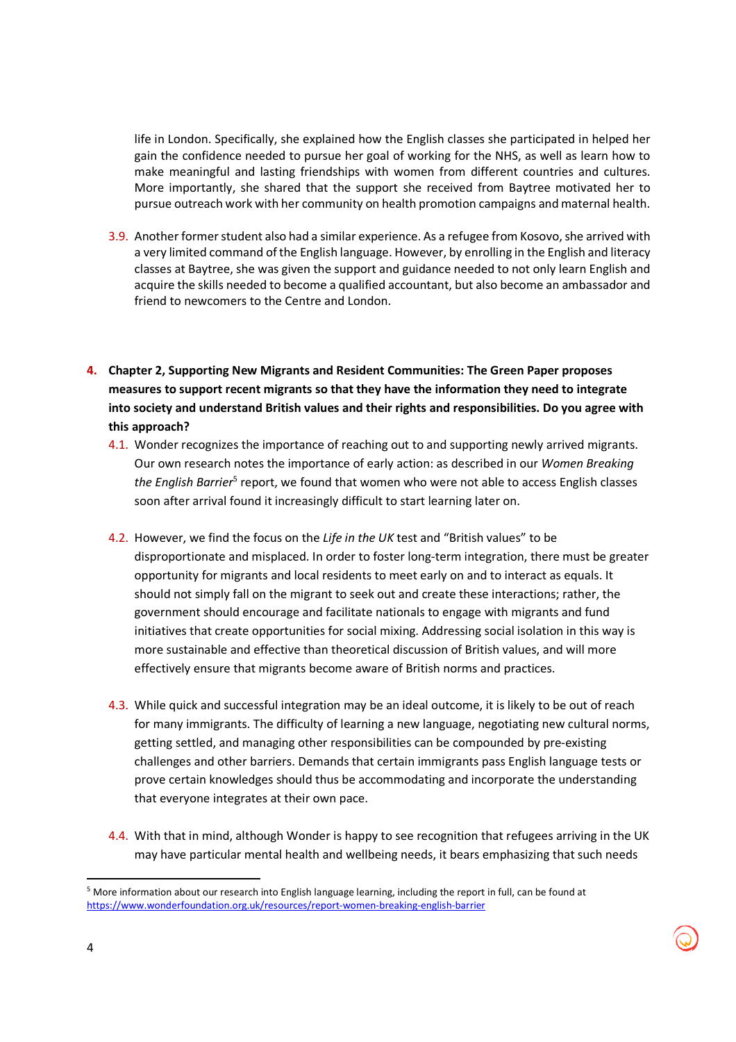life in London. Specifically, she explained how the English classes she participated in helped her gain the confidence needed to pursue her goal of working for the NHS, as well as learn how to make meaningful and lasting friendships with women from different countries and cultures. More importantly, she shared that the support she received from Baytree motivated her to pursue outreach work with her community on health promotion campaigns and maternal health.

3.9. Another former student also had a similar experience. As a refugee from Kosovo, she arrived with a very limited command of the English language. However, by enrolling in the English and literacy classes at Baytree, she was given the support and guidance needed to not only learn English and acquire the skills needed to become a qualified accountant, but also become an ambassador and friend to newcomers to the Centre and London.

**4. Chapter 2, Supporting New Migrants and Resident Communities: The Green Paper proposes measures to support recent migrants so that they have the information they need to integrate into society and understand British values and their rights and responsibilities. Do you agree with this approach?**

4.1. Wonder recognizes the importance of reaching out to and supporting newly arrived migrants. Our own research notes the importance of early action: as described in our *Women Breaking the English Barrier*[5] report, we found that women who were not able to access English classes soon after arrival found it increasingly difficult to start learning later on.

4.2. However, we find the focus on the *Life in the UK* test and "British values" to be disproportionate and misplaced. In order to foster long-term integration, there must be greater opportunity for migrants and local residents to meet early on and to interact as equals. It should not simply fall on the migrant to seek out and create these interactions; rather, the government should encourage and facilitate nationals to engage with migrants and fund initiatives that create opportunities for social mixing. Addressing social isolation in this way is more sustainable and effective than theoretical discussion of British values, and will more effectively ensure that migrants become aware of British norms and practices.

4.3. While quick and successful integration may be an ideal outcome, it is likely to be out of reach for many immigrants. The difficulty of learning a new language, negotiating new cultural norms, getting settled, and managing other responsibilities can be compounded by pre-existing challenges and other barriers. Demands that certain immigrants pass English language tests or prove certain knowledges should thus be accommodating and incorporate the understanding that everyone integrates at their own pace.

4.4. With that in mind, although Wonder is happy to see recognition that refugees arriving in the UK may have particular mental health and wellbeing needs, it bears emphasizing that such needs

[5] More information about our research into English language learning, including the report in full, can be found at https://www.wonderfoundation.org.uk/resources/report-women-breaking-english-barrier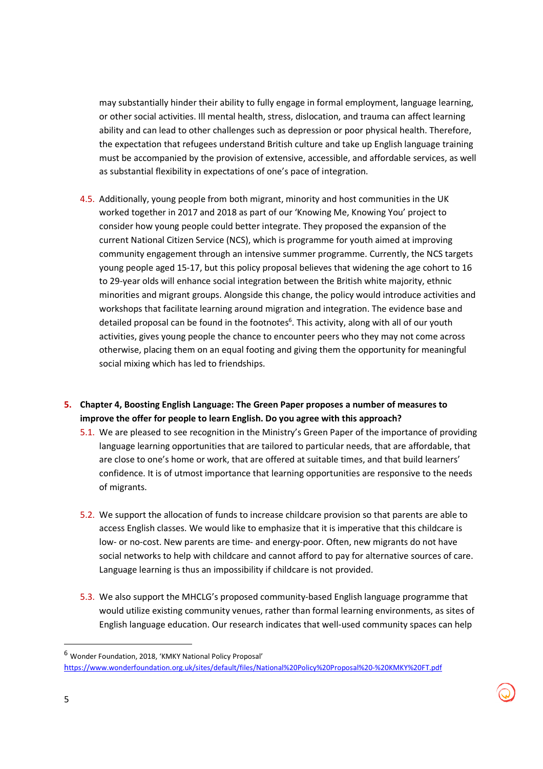may substantially hinder their ability to fully engage in formal employment, language learning, or other social activities. Ill mental health, stress, dislocation, and trauma can affect learning ability and can lead to other challenges such as depression or poor physical health. Therefore, the expectation that refugees understand British culture and take up English language training must be accompanied by the provision of extensive, accessible, and affordable services, as well as substantial flexibility in expectations of one's pace of integration.

4.5. Additionally, young people from both migrant, minority and host communities in the UK worked together in 2017 and 2018 as part of our 'Knowing Me, Knowing You' project to consider how young people could better integrate. They proposed the expansion of the current National Citizen Service (NCS), which is programme for youth aimed at improving community engagement through an intensive summer programme. Currently, the NCS targets young people aged 15-17, but this policy proposal believes that widening the age cohort to 16 to 29-year olds will enhance social integration between the British white majority, ethnic minorities and migrant groups. Alongside this change, the policy would introduce activities and workshops that facilitate learning around migration and integration. The evidence base and detailed proposal can be found in the footnotes[6]. This activity, along with all of our youth activities, gives young people the chance to encounter peers who they may not come across otherwise, placing them on an equal footing and giving them the opportunity for meaningful social mixing which has led to friendships.

**5. Chapter 4, Boosting English Language: The Green Paper proposes a number of measures to improve the offer for people to learn English. Do you agree with this approach?**

5.1. We are pleased to see recognition in the Ministry's Green Paper of the importance of providing language learning opportunities that are tailored to particular needs, that are affordable, that are close to one's home or work, that are offered at suitable times, and that build learners' confidence. It is of utmost importance that learning opportunities are responsive to the needs of migrants.

5.2. We support the allocation of funds to increase childcare provision so that parents are able to access English classes. We would like to emphasize that it is imperative that this childcare is low- or no-cost. New parents are time- and energy-poor. Often, new migrants do not have social networks to help with childcare and cannot afford to pay for alternative sources of care. Language learning is thus an impossibility if childcare is not provided.

5.3. We also support the MHCLG's proposed community-based English language programme that would utilize existing community venues, rather than formal learning environments, as sites of English language education. Our research indicates that well-used community spaces can help

---

[6] Wonder Foundation, 2018, 'KMKY National Policy Proposal' https://www.wonderfoundation.org.uk/sites/default/files/National%20Policy%20Proposal%20-%20KMKY%20FT.pdf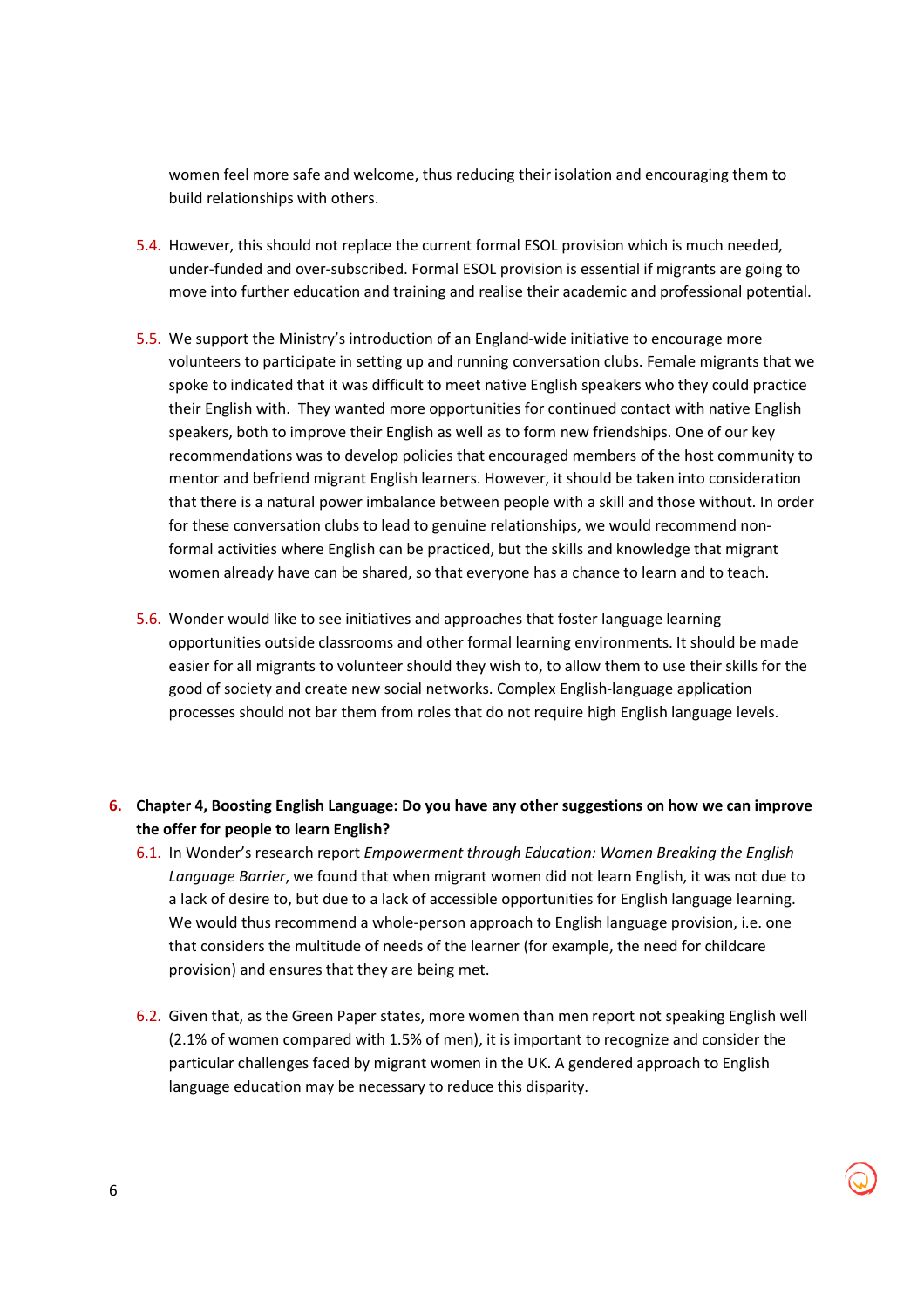women feel more safe and welcome, thus reducing their isolation and encouraging them to build relationships with others.

5.4. However, this should not replace the current formal ESOL provision which is much needed, under-funded and over-subscribed. Formal ESOL provision is essential if migrants are going to move into further education and training and realise their academic and professional potential.

5.5. We support the Ministry's introduction of an England-wide initiative to encourage more volunteers to participate in setting up and running conversation clubs. Female migrants that we spoke to indicated that it was difficult to meet native English speakers who they could practice their English with. They wanted more opportunities for continued contact with native English speakers, both to improve their English as well as to form new friendships. One of our key recommendations was to develop policies that encouraged members of the host community to mentor and befriend migrant English learners. However, it should be taken into consideration that there is a natural power imbalance between people with a skill and those without. In order for these conversation clubs to lead to genuine relationships, we would recommend non-formal activities where English can be practiced, but the skills and knowledge that migrant women already have can be shared, so that everyone has a chance to learn and to teach.

5.6. Wonder would like to see initiatives and approaches that foster language learning opportunities outside classrooms and other formal learning environments. It should be made easier for all migrants to volunteer should they wish to, to allow them to use their skills for the good of society and create new social networks. Complex English-language application processes should not bar them from roles that do not require high English language levels.

**6. Chapter 4, Boosting English Language: Do you have any other suggestions on how we can improve the offer for people to learn English?**

6.1. In Wonder's research report *Empowerment through Education: Women Breaking the English Language Barrier*, we found that when migrant women did not learn English, it was not due to a lack of desire to, but due to a lack of accessible opportunities for English language learning. We would thus recommend a whole-person approach to English language provision, i.e. one that considers the multitude of needs of the learner (for example, the need for childcare provision) and ensures that they are being met.

6.2. Given that, as the Green Paper states, more women than men report not speaking English well (2.1% of women compared with 1.5% of men), it is important to recognize and consider the particular challenges faced by migrant women in the UK. A gendered approach to English language education may be necessary to reduce this disparity.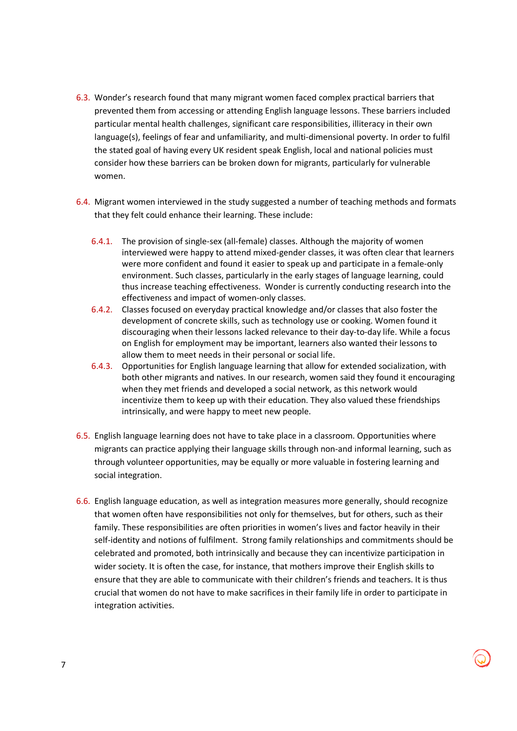6.3. Wonder's research found that many migrant women faced complex practical barriers that prevented them from accessing or attending English language lessons. These barriers included particular mental health challenges, significant care responsibilities, illiteracy in their own language(s), feelings of fear and unfamiliarity, and multi-dimensional poverty. In order to fulfil the stated goal of having every UK resident speak English, local and national policies must consider how these barriers can be broken down for migrants, particularly for vulnerable women.

6.4. Migrant women interviewed in the study suggested a number of teaching methods and formats that they felt could enhance their learning. These include:

- 6.4.1. The provision of single-sex (all-female) classes. Although the majority of women interviewed were happy to attend mixed-gender classes, it was often clear that learners were more confident and found it easier to speak up and participate in a female-only environment. Such classes, particularly in the early stages of language learning, could thus increase teaching effectiveness. Wonder is currently conducting research into the effectiveness and impact of women-only classes.
- 6.4.2. Classes focused on everyday practical knowledge and/or classes that also foster the development of concrete skills, such as technology use or cooking. Women found it discouraging when their lessons lacked relevance to their day-to-day life. While a focus on English for employment may be important, learners also wanted their lessons to allow them to meet needs in their personal or social life.
- 6.4.3. Opportunities for English language learning that allow for extended socialization, with both other migrants and natives. In our research, women said they found it encouraging when they met friends and developed a social network, as this network would incentivize them to keep up with their education. They also valued these friendships intrinsically, and were happy to meet new people.

6.5. English language learning does not have to take place in a classroom. Opportunities where migrants can practice applying their language skills through non-and informal learning, such as through volunteer opportunities, may be equally or more valuable in fostering learning and social integration.

6.6. English language education, as well as integration measures more generally, should recognize that women often have responsibilities not only for themselves, but for others, such as their family. These responsibilities are often priorities in women's lives and factor heavily in their self-identity and notions of fulfilment. Strong family relationships and commitments should be celebrated and promoted, both intrinsically and because they can incentivize participation in wider society. It is often the case, for instance, that mothers improve their English skills to ensure that they are able to communicate with their children's friends and teachers. It is thus crucial that women do not have to make sacrifices in their family life in order to participate in integration activities.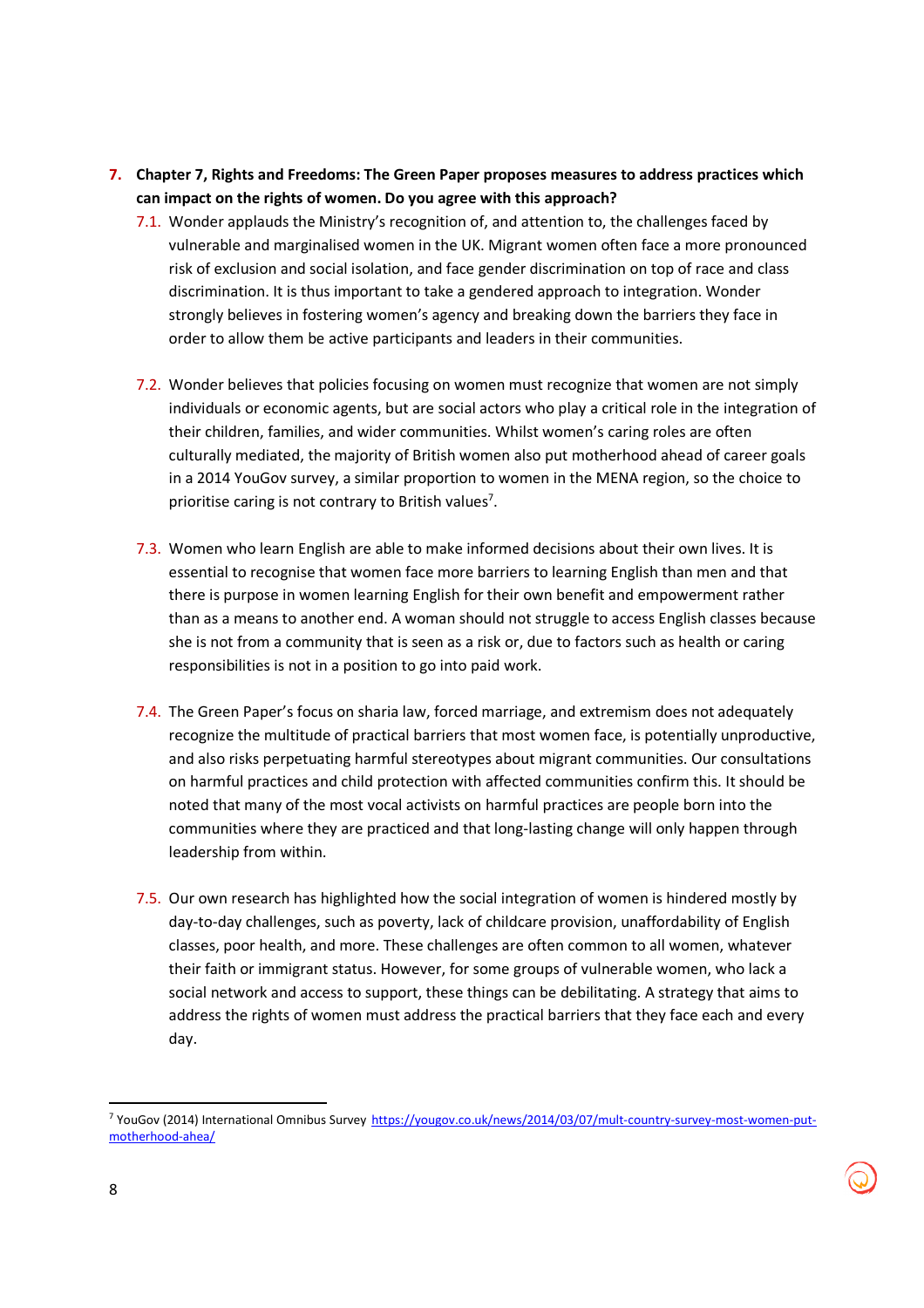7. **Chapter 7, Rights and Freedoms: The Green Paper proposes measures to address practices which can impact on the rights of women. Do you agree with this approach?**

   7.1. Wonder applauds the Ministry's recognition of, and attention to, the challenges faced by vulnerable and marginalised women in the UK. Migrant women often face a more pronounced risk of exclusion and social isolation, and face gender discrimination on top of race and class discrimination. It is thus important to take a gendered approach to integration. Wonder strongly believes in fostering women's agency and breaking down the barriers they face in order to allow them be active participants and leaders in their communities.

   7.2. Wonder believes that policies focusing on women must recognize that women are not simply individuals or economic agents, but are social actors who play a critical role in the integration of their children, families, and wider communities. Whilst women's caring roles are often culturally mediated, the majority of British women also put motherhood ahead of career goals in a 2014 YouGov survey, a similar proportion to women in the MENA region, so the choice to prioritise caring is not contrary to British values[7].

   7.3. Women who learn English are able to make informed decisions about their own lives. It is essential to recognise that women face more barriers to learning English than men and that there is purpose in women learning English for their own benefit and empowerment rather than as a means to another end. A woman should not struggle to access English classes because she is not from a community that is seen as a risk or, due to factors such as health or caring responsibilities is not in a position to go into paid work.

   7.4. The Green Paper's focus on sharia law, forced marriage, and extremism does not adequately recognize the multitude of practical barriers that most women face, is potentially unproductive, and also risks perpetuating harmful stereotypes about migrant communities. Our consultations on harmful practices and child protection with affected communities confirm this. It should be noted that many of the most vocal activists on harmful practices are people born into the communities where they are practiced and that long-lasting change will only happen through leadership from within.

   7.5. Our own research has highlighted how the social integration of women is hindered mostly by day-to-day challenges, such as poverty, lack of childcare provision, unaffordability of English classes, poor health, and more. These challenges are often common to all women, whatever their faith or immigrant status. However, for some groups of vulnerable women, who lack a social network and access to support, these things can be debilitating. A strategy that aims to address the rights of women must address the practical barriers that they face each and every day.

---

[7] YouGov (2014) International Omnibus Survey https://yougov.co.uk/news/2014/03/07/mult-country-survey-most-women-put-motherhood-ahea/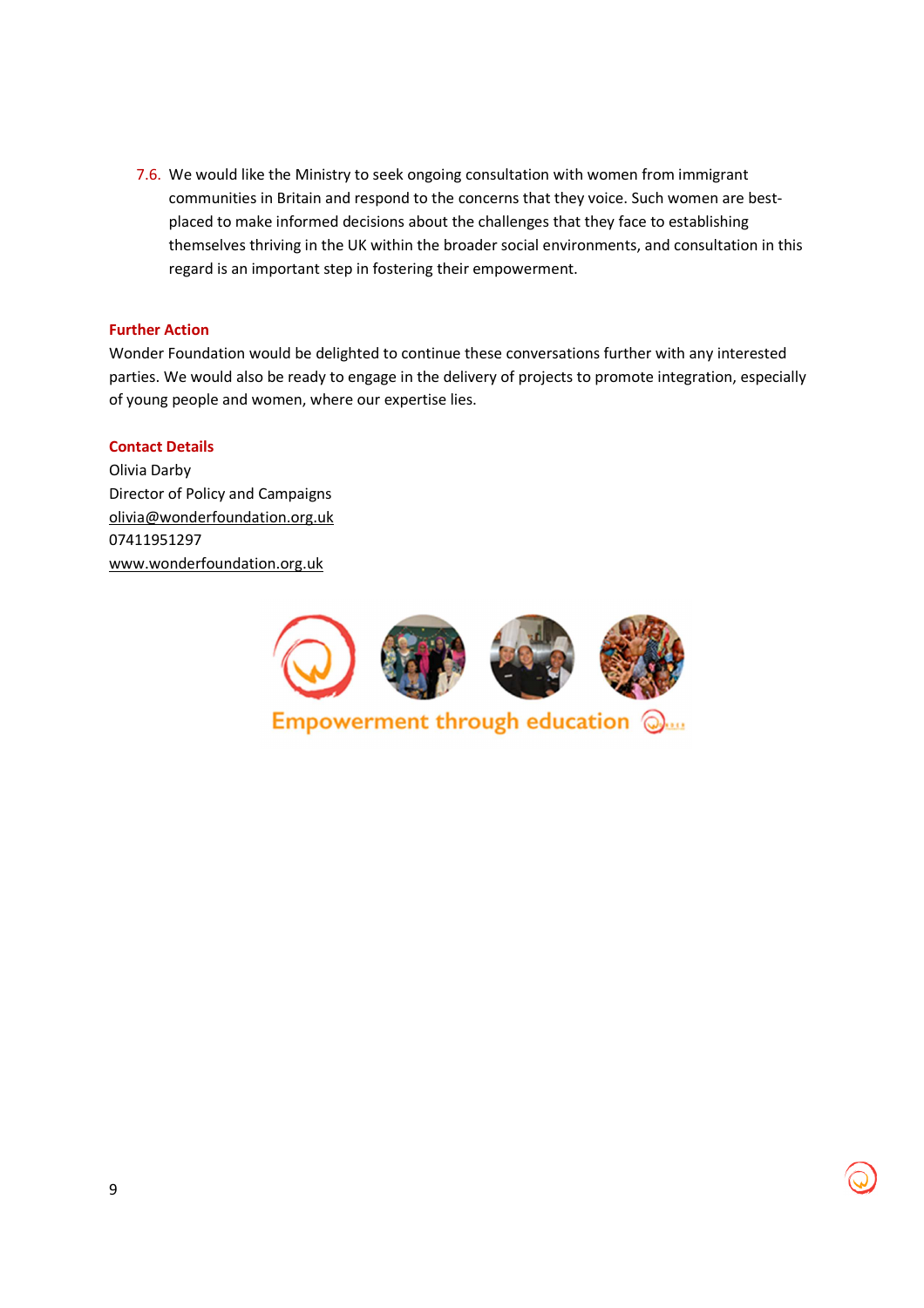7.6. We would like the Ministry to seek ongoing consultation with women from immigrant communities in Britain and respond to the concerns that they voice. Such women are best-placed to make informed decisions about the challenges that they face to establishing themselves thriving in the UK within the broader social environments, and consultation in this regard is an important step in fostering their empowerment.

**Further Action**

Wonder Foundation would be delighted to continue these conversations further with any interested parties. We would also be ready to engage in the delivery of projects to promote integration, especially of young people and women, where our expertise lies.

**Contact Details**

Olivia Darby
Director of Policy and Campaigns
olivia@wonderfoundation.org.uk
07411951297
www.wonderfoundation.org.uk

Empowerment through education